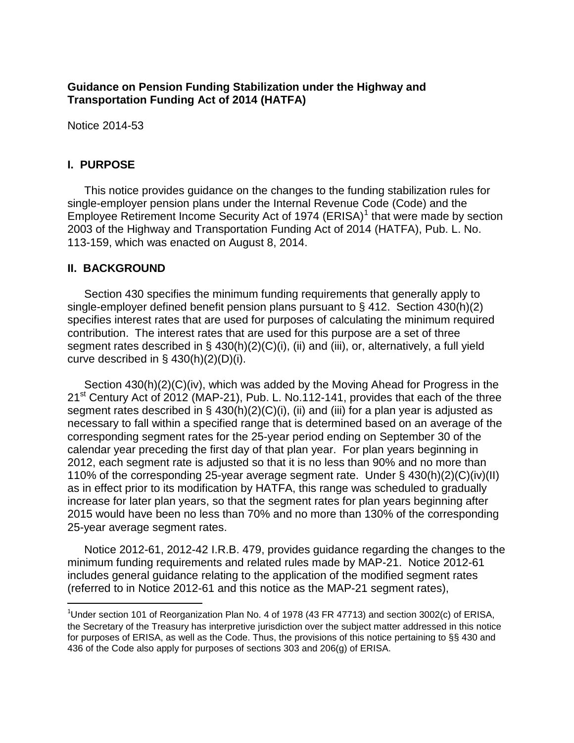**Guidance on Pension Funding Stabilization under the Highway and Transportation Funding Act of 2014 (HATFA)**

Notice 2014-53

## I. PURPOSE

This notice provides guidance on the changes to the funding stabilization rules for single-employer pension plans under the Internal Revenue Code (Code) and the Employee Retirement Income Security Act of 1974 (ERISA)[1] that were made by section 2003 of the Highway and Transportation Funding Act of 2014 (HATFA), Pub. L. No. 113-159, which was enacted on August 8, 2014.

## II. BACKGROUND

Section 430 specifies the minimum funding requirements that generally apply to single-employer defined benefit pension plans pursuant to § 412. Section 430(h)(2) specifies interest rates that are used for purposes of calculating the minimum required contribution. The interest rates that are used for this purpose are a set of three segment rates described in § 430(h)(2)(C)(i), (ii) and (iii), or, alternatively, a full yield curve described in § 430(h)(2)(D)(i).

Section 430(h)(2)(C)(iv), which was added by the Moving Ahead for Progress in the 21st Century Act of 2012 (MAP-21), Pub. L. No.112-141, provides that each of the three segment rates described in § 430(h)(2)(C)(i), (ii) and (iii) for a plan year is adjusted as necessary to fall within a specified range that is determined based on an average of the corresponding segment rates for the 25-year period ending on September 30 of the calendar year preceding the first day of that plan year. For plan years beginning in 2012, each segment rate is adjusted so that it is no less than 90% and no more than 110% of the corresponding 25-year average segment rate. Under § 430(h)(2)(C)(iv)(II) as in effect prior to its modification by HATFA, this range was scheduled to gradually increase for later plan years, so that the segment rates for plan years beginning after 2015 would have been no less than 70% and no more than 130% of the corresponding 25-year average segment rates.

Notice 2012-61, 2012-42 I.R.B. 479, provides guidance regarding the changes to the minimum funding requirements and related rules made by MAP-21. Notice 2012-61 includes general guidance relating to the application of the modified segment rates (referred to in Notice 2012-61 and this notice as the MAP-21 segment rates),

---

[1] Under section 101 of Reorganization Plan No. 4 of 1978 (43 FR 47713) and section 3002(c) of ERISA, the Secretary of the Treasury has interpretive jurisdiction over the subject matter addressed in this notice for purposes of ERISA, as well as the Code. Thus, the provisions of this notice pertaining to §§ 430 and 436 of the Code also apply for purposes of sections 303 and 206(g) of ERISA.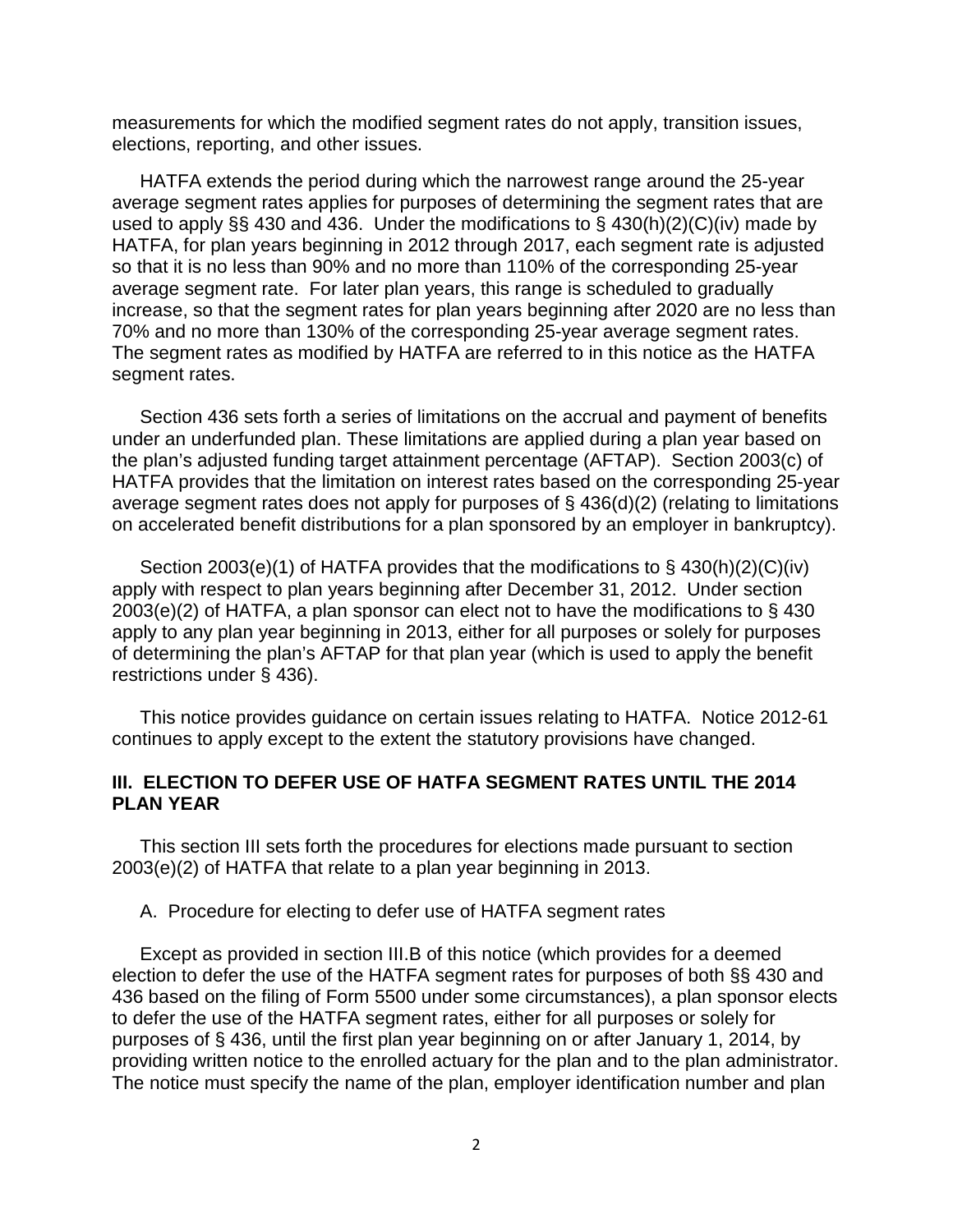measurements for which the modified segment rates do not apply, transition issues, elections, reporting, and other issues.

HATFA extends the period during which the narrowest range around the 25-year average segment rates applies for purposes of determining the segment rates that are used to apply §§ 430 and 436. Under the modifications to § 430(h)(2)(C)(iv) made by HATFA, for plan years beginning in 2012 through 2017, each segment rate is adjusted so that it is no less than 90% and no more than 110% of the corresponding 25-year average segment rate. For later plan years, this range is scheduled to gradually increase, so that the segment rates for plan years beginning after 2020 are no less than 70% and no more than 130% of the corresponding 25-year average segment rates. The segment rates as modified by HATFA are referred to in this notice as the HATFA segment rates.

Section 436 sets forth a series of limitations on the accrual and payment of benefits under an underfunded plan. These limitations are applied during a plan year based on the plan's adjusted funding target attainment percentage (AFTAP). Section 2003(c) of HATFA provides that the limitation on interest rates based on the corresponding 25-year average segment rates does not apply for purposes of § 436(d)(2) (relating to limitations on accelerated benefit distributions for a plan sponsored by an employer in bankruptcy).

Section 2003(e)(1) of HATFA provides that the modifications to § 430(h)(2)(C)(iv) apply with respect to plan years beginning after December 31, 2012. Under section 2003(e)(2) of HATFA, a plan sponsor can elect not to have the modifications to § 430 apply to any plan year beginning in 2013, either for all purposes or solely for purposes of determining the plan's AFTAP for that plan year (which is used to apply the benefit restrictions under § 436).

This notice provides guidance on certain issues relating to HATFA. Notice 2012-61 continues to apply except to the extent the statutory provisions have changed.

## III. ELECTION TO DEFER USE OF HATFA SEGMENT RATES UNTIL THE 2014 PLAN YEAR

This section III sets forth the procedures for elections made pursuant to section 2003(e)(2) of HATFA that relate to a plan year beginning in 2013.

### A. Procedure for electing to defer use of HATFA segment rates

Except as provided in section III.B of this notice (which provides for a deemed election to defer the use of the HATFA segment rates for purposes of both §§ 430 and 436 based on the filing of Form 5500 under some circumstances), a plan sponsor elects to defer the use of the HATFA segment rates, either for all purposes or solely for purposes of § 436, until the first plan year beginning on or after January 1, 2014, by providing written notice to the enrolled actuary for the plan and to the plan administrator. The notice must specify the name of the plan, employer identification number and plan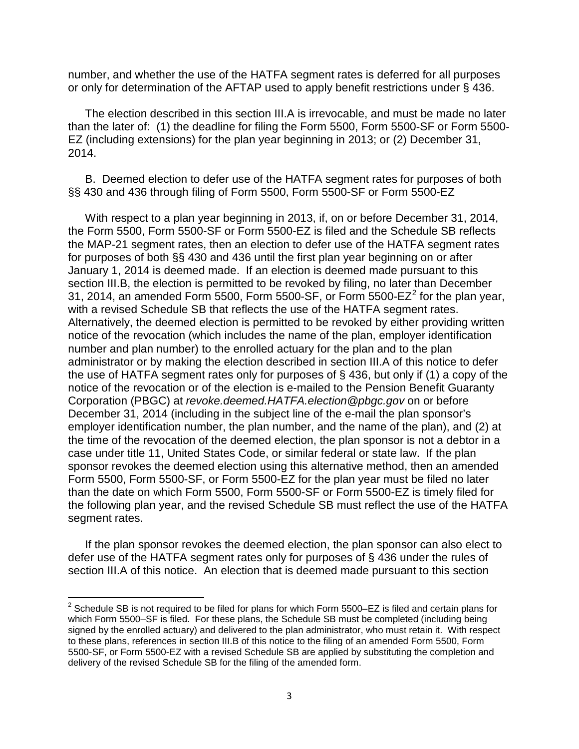number, and whether the use of the HATFA segment rates is deferred for all purposes or only for determination of the AFTAP used to apply benefit restrictions under § 436.

The election described in this section III.A is irrevocable, and must be made no later than the later of: (1) the deadline for filing the Form 5500, Form 5500-SF or Form 5500-EZ (including extensions) for the plan year beginning in 2013; or (2) December 31, 2014.

B. Deemed election to defer use of the HATFA segment rates for purposes of both §§ 430 and 436 through filing of Form 5500, Form 5500-SF or Form 5500-EZ

With respect to a plan year beginning in 2013, if, on or before December 31, 2014, the Form 5500, Form 5500-SF or Form 5500-EZ is filed and the Schedule SB reflects the MAP-21 segment rates, then an election to defer use of the HATFA segment rates for purposes of both §§ 430 and 436 until the first plan year beginning on or after January 1, 2014 is deemed made. If an election is deemed made pursuant to this section III.B, the election is permitted to be revoked by filing, no later than December 31, 2014, an amended Form 5500, Form 5500-SF, or Form 5500-EZ[2] for the plan year, with a revised Schedule SB that reflects the use of the HATFA segment rates. Alternatively, the deemed election is permitted to be revoked by either providing written notice of the revocation (which includes the name of the plan, employer identification number and plan number) to the enrolled actuary for the plan and to the plan administrator or by making the election described in section III.A of this notice to defer the use of HATFA segment rates only for purposes of § 436, but only if (1) a copy of the notice of the revocation or of the election is e-mailed to the Pension Benefit Guaranty Corporation (PBGC) at *revoke.deemed.HATFA.election@pbgc.gov* on or before December 31, 2014 (including in the subject line of the e-mail the plan sponsor's employer identification number, the plan number, and the name of the plan), and (2) at the time of the revocation of the deemed election, the plan sponsor is not a debtor in a case under title 11, United States Code, or similar federal or state law. If the plan sponsor revokes the deemed election using this alternative method, then an amended Form 5500, Form 5500-SF, or Form 5500-EZ for the plan year must be filed no later than the date on which Form 5500, Form 5500-SF or Form 5500-EZ is timely filed for the following plan year, and the revised Schedule SB must reflect the use of the HATFA segment rates.

If the plan sponsor revokes the deemed election, the plan sponsor can also elect to defer use of the HATFA segment rates only for purposes of § 436 under the rules of section III.A of this notice. An election that is deemed made pursuant to this section

[2] Schedule SB is not required to be filed for plans for which Form 5500–EZ is filed and certain plans for which Form 5500–SF is filed. For these plans, the Schedule SB must be completed (including being signed by the enrolled actuary) and delivered to the plan administrator, who must retain it. With respect to these plans, references in section III.B of this notice to the filing of an amended Form 5500, Form 5500-SF, or Form 5500-EZ with a revised Schedule SB are applied by substituting the completion and delivery of the revised Schedule SB for the filing of the amended form.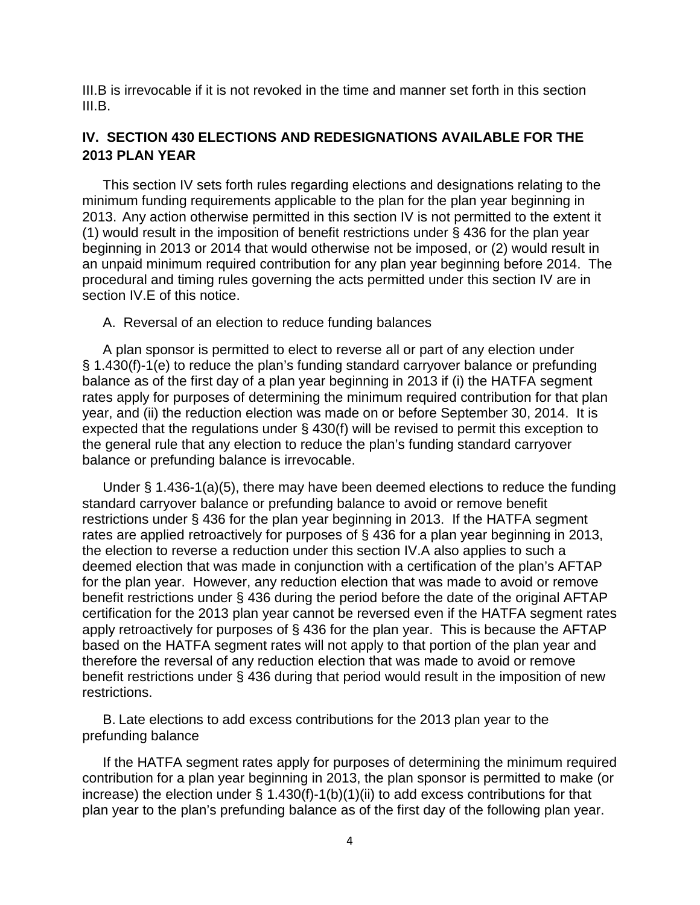III.B is irrevocable if it is not revoked in the time and manner set forth in this section III.B.

## IV. SECTION 430 ELECTIONS AND REDESIGNATIONS AVAILABLE FOR THE 2013 PLAN YEAR

This section IV sets forth rules regarding elections and designations relating to the minimum funding requirements applicable to the plan for the plan year beginning in 2013. Any action otherwise permitted in this section IV is not permitted to the extent it (1) would result in the imposition of benefit restrictions under § 436 for the plan year beginning in 2013 or 2014 that would otherwise not be imposed, or (2) would result in an unpaid minimum required contribution for any plan year beginning before 2014. The procedural and timing rules governing the acts permitted under this section IV are in section IV.E of this notice.

A. Reversal of an election to reduce funding balances

A plan sponsor is permitted to elect to reverse all or part of any election under § 1.430(f)-1(e) to reduce the plan's funding standard carryover balance or prefunding balance as of the first day of a plan year beginning in 2013 if (i) the HATFA segment rates apply for purposes of determining the minimum required contribution for that plan year, and (ii) the reduction election was made on or before September 30, 2014. It is expected that the regulations under § 430(f) will be revised to permit this exception to the general rule that any election to reduce the plan's funding standard carryover balance or prefunding balance is irrevocable.

Under § 1.436-1(a)(5), there may have been deemed elections to reduce the funding standard carryover balance or prefunding balance to avoid or remove benefit restrictions under § 436 for the plan year beginning in 2013. If the HATFA segment rates are applied retroactively for purposes of § 436 for a plan year beginning in 2013, the election to reverse a reduction under this section IV.A also applies to such a deemed election that was made in conjunction with a certification of the plan's AFTAP for the plan year. However, any reduction election that was made to avoid or remove benefit restrictions under § 436 during the period before the date of the original AFTAP certification for the 2013 plan year cannot be reversed even if the HATFA segment rates apply retroactively for purposes of § 436 for the plan year. This is because the AFTAP based on the HATFA segment rates will not apply to that portion of the plan year and therefore the reversal of any reduction election that was made to avoid or remove benefit restrictions under § 436 during that period would result in the imposition of new restrictions.

B. Late elections to add excess contributions for the 2013 plan year to the prefunding balance

If the HATFA segment rates apply for purposes of determining the minimum required contribution for a plan year beginning in 2013, the plan sponsor is permitted to make (or increase) the election under § 1.430(f)-1(b)(1)(ii) to add excess contributions for that plan year to the plan's prefunding balance as of the first day of the following plan year.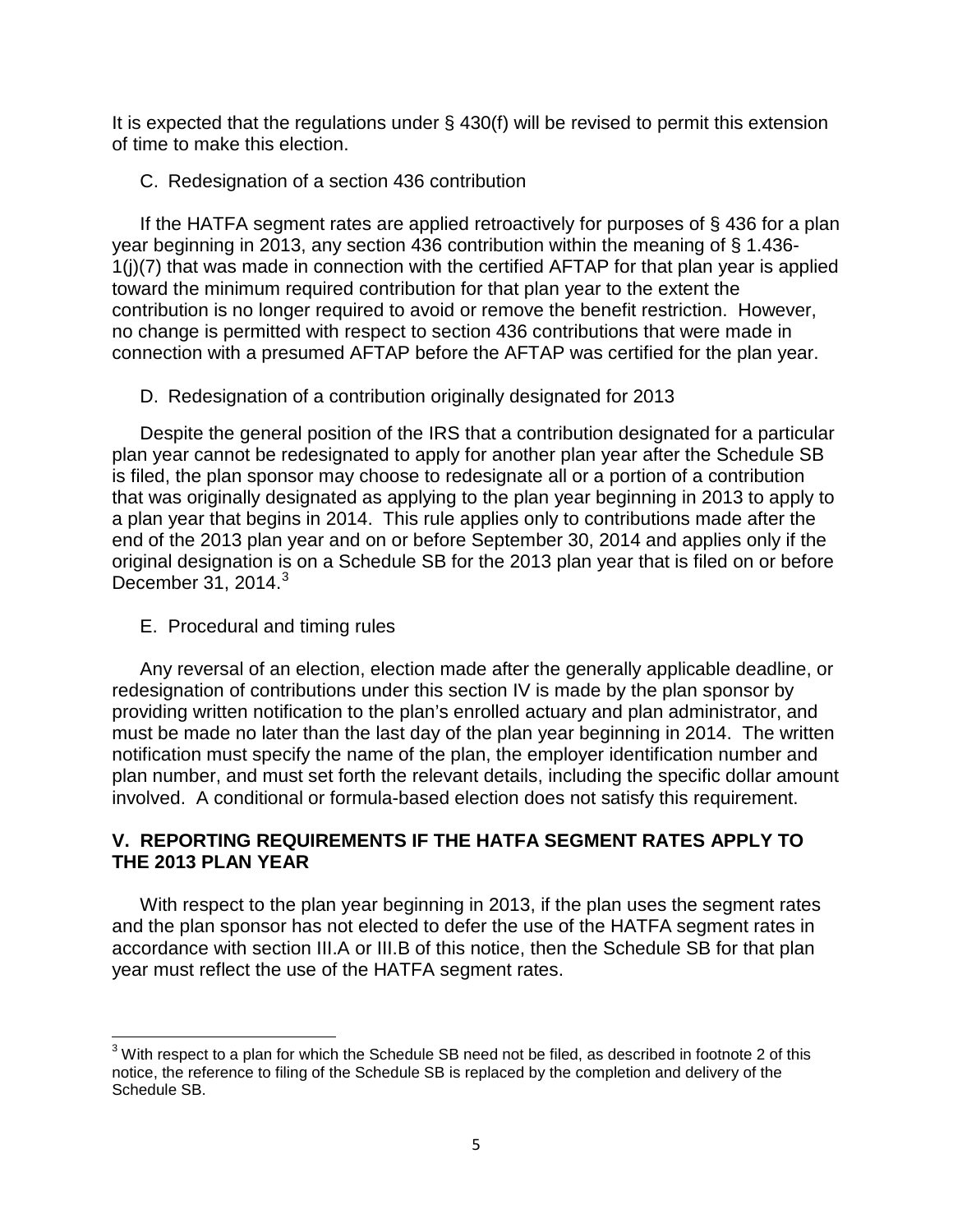It is expected that the regulations under § 430(f) will be revised to permit this extension of time to make this election.

C. Redesignation of a section 436 contribution

If the HATFA segment rates are applied retroactively for purposes of § 436 for a plan year beginning in 2013, any section 436 contribution within the meaning of § 1.436-1(j)(7) that was made in connection with the certified AFTAP for that plan year is applied toward the minimum required contribution for that plan year to the extent the contribution is no longer required to avoid or remove the benefit restriction. However, no change is permitted with respect to section 436 contributions that were made in connection with a presumed AFTAP before the AFTAP was certified for the plan year.

D. Redesignation of a contribution originally designated for 2013

Despite the general position of the IRS that a contribution designated for a particular plan year cannot be redesignated to apply for another plan year after the Schedule SB is filed, the plan sponsor may choose to redesignate all or a portion of a contribution that was originally designated as applying to the plan year beginning in 2013 to apply to a plan year that begins in 2014. This rule applies only to contributions made after the end of the 2013 plan year and on or before September 30, 2014 and applies only if the original designation is on a Schedule SB for the 2013 plan year that is filed on or before December 31, 2014.[3]

E. Procedural and timing rules

Any reversal of an election, election made after the generally applicable deadline, or redesignation of contributions under this section IV is made by the plan sponsor by providing written notification to the plan's enrolled actuary and plan administrator, and must be made no later than the last day of the plan year beginning in 2014. The written notification must specify the name of the plan, the employer identification number and plan number, and must set forth the relevant details, including the specific dollar amount involved. A conditional or formula-based election does not satisfy this requirement.

## V. REPORTING REQUIREMENTS IF THE HATFA SEGMENT RATES APPLY TO THE 2013 PLAN YEAR

With respect to the plan year beginning in 2013, if the plan uses the segment rates and the plan sponsor has not elected to defer the use of the HATFA segment rates in accordance with section III.A or III.B of this notice, then the Schedule SB for that plan year must reflect the use of the HATFA segment rates.

---

[3] With respect to a plan for which the Schedule SB need not be filed, as described in footnote 2 of this notice, the reference to filing of the Schedule SB is replaced by the completion and delivery of the Schedule SB.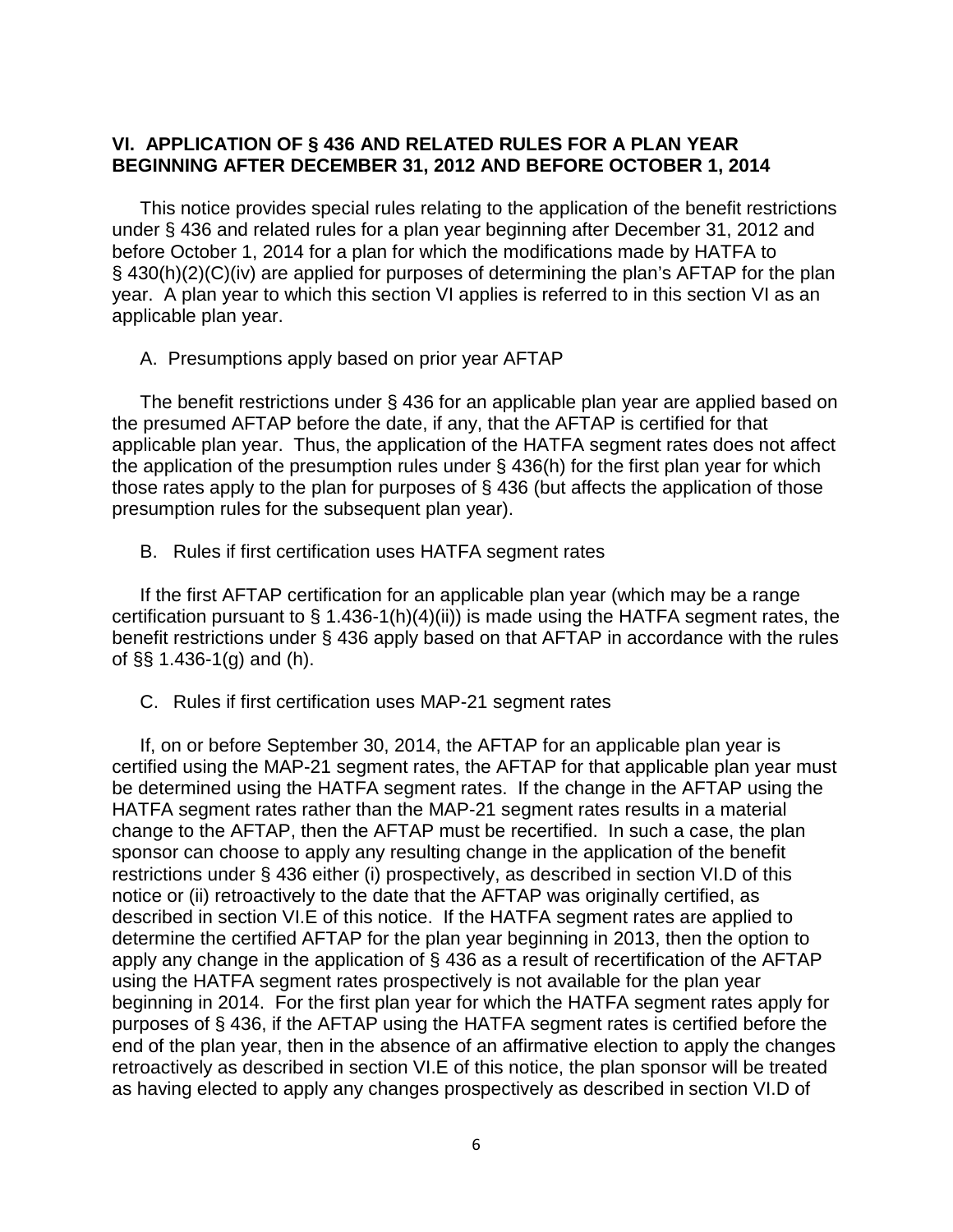## VI. APPLICATION OF § 436 AND RELATED RULES FOR A PLAN YEAR BEGINNING AFTER DECEMBER 31, 2012 AND BEFORE OCTOBER 1, 2014

This notice provides special rules relating to the application of the benefit restrictions under § 436 and related rules for a plan year beginning after December 31, 2012 and before October 1, 2014 for a plan for which the modifications made by HATFA to § 430(h)(2)(C)(iv) are applied for purposes of determining the plan's AFTAP for the plan year. A plan year to which this section VI applies is referred to in this section VI as an applicable plan year.

### A. Presumptions apply based on prior year AFTAP

The benefit restrictions under § 436 for an applicable plan year are applied based on the presumed AFTAP before the date, if any, that the AFTAP is certified for that applicable plan year. Thus, the application of the HATFA segment rates does not affect the application of the presumption rules under § 436(h) for the first plan year for which those rates apply to the plan for purposes of § 436 (but affects the application of those presumption rules for the subsequent plan year).

### B. Rules if first certification uses HATFA segment rates

If the first AFTAP certification for an applicable plan year (which may be a range certification pursuant to § 1.436-1(h)(4)(ii)) is made using the HATFA segment rates, the benefit restrictions under § 436 apply based on that AFTAP in accordance with the rules of §§ 1.436-1(g) and (h).

### C. Rules if first certification uses MAP-21 segment rates

If, on or before September 30, 2014, the AFTAP for an applicable plan year is certified using the MAP-21 segment rates, the AFTAP for that applicable plan year must be determined using the HATFA segment rates. If the change in the AFTAP using the HATFA segment rates rather than the MAP-21 segment rates results in a material change to the AFTAP, then the AFTAP must be recertified. In such a case, the plan sponsor can choose to apply any resulting change in the application of the benefit restrictions under § 436 either (i) prospectively, as described in section VI.D of this notice or (ii) retroactively to the date that the AFTAP was originally certified, as described in section VI.E of this notice. If the HATFA segment rates are applied to determine the certified AFTAP for the plan year beginning in 2013, then the option to apply any change in the application of § 436 as a result of recertification of the AFTAP using the HATFA segment rates prospectively is not available for the plan year beginning in 2014. For the first plan year for which the HATFA segment rates apply for purposes of § 436, if the AFTAP using the HATFA segment rates is certified before the end of the plan year, then in the absence of an affirmative election to apply the changes retroactively as described in section VI.E of this notice, the plan sponsor will be treated as having elected to apply any changes prospectively as described in section VI.D of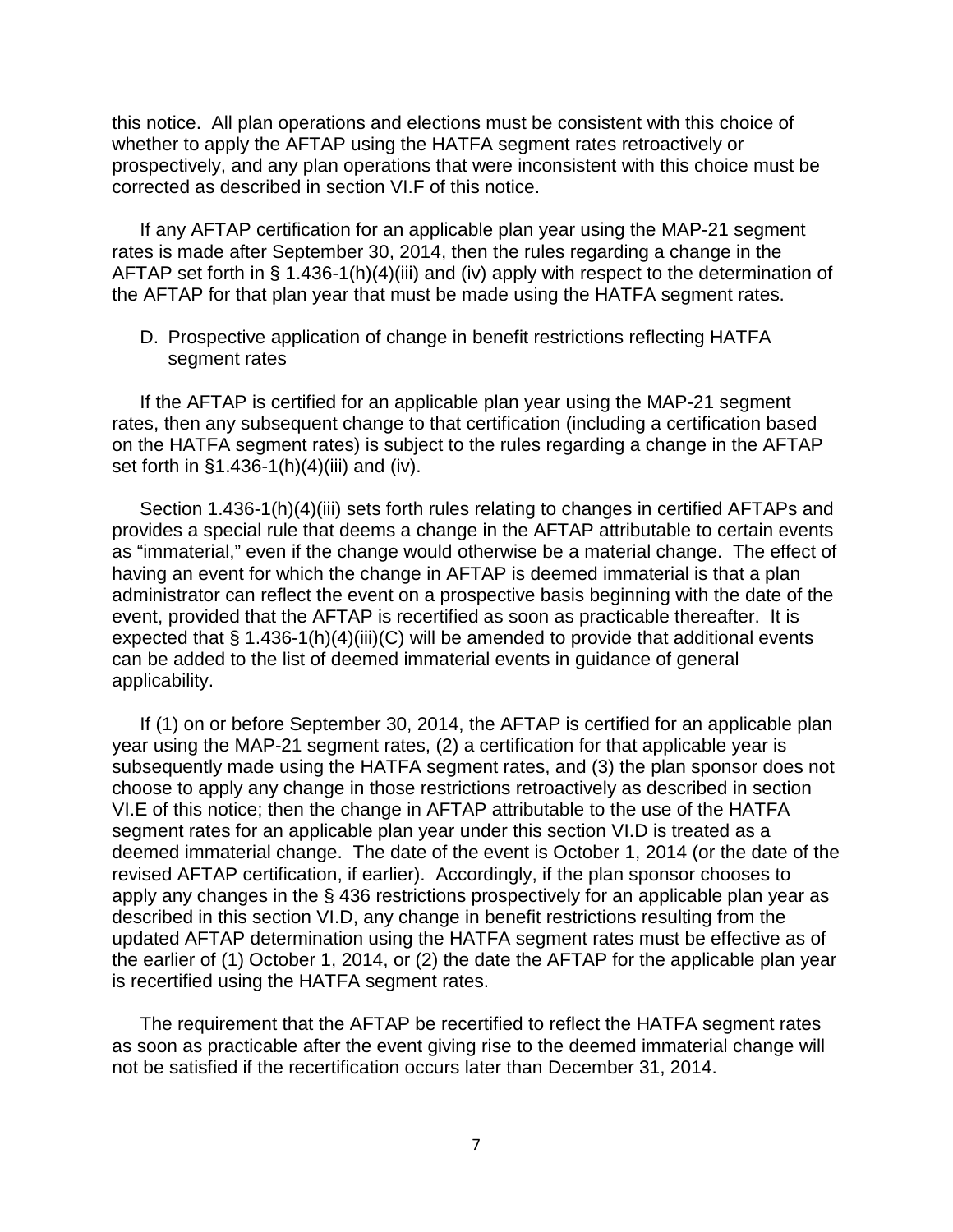this notice. All plan operations and elections must be consistent with this choice of whether to apply the AFTAP using the HATFA segment rates retroactively or prospectively, and any plan operations that were inconsistent with this choice must be corrected as described in section VI.F of this notice.

If any AFTAP certification for an applicable plan year using the MAP-21 segment rates is made after September 30, 2014, then the rules regarding a change in the AFTAP set forth in § 1.436-1(h)(4)(iii) and (iv) apply with respect to the determination of the AFTAP for that plan year that must be made using the HATFA segment rates.

D. Prospective application of change in benefit restrictions reflecting HATFA segment rates

If the AFTAP is certified for an applicable plan year using the MAP-21 segment rates, then any subsequent change to that certification (including a certification based on the HATFA segment rates) is subject to the rules regarding a change in the AFTAP set forth in §1.436-1(h)(4)(iii) and (iv).

Section 1.436-1(h)(4)(iii) sets forth rules relating to changes in certified AFTAPs and provides a special rule that deems a change in the AFTAP attributable to certain events as "immaterial," even if the change would otherwise be a material change. The effect of having an event for which the change in AFTAP is deemed immaterial is that a plan administrator can reflect the event on a prospective basis beginning with the date of the event, provided that the AFTAP is recertified as soon as practicable thereafter. It is expected that § 1.436-1(h)(4)(iii)(C) will be amended to provide that additional events can be added to the list of deemed immaterial events in guidance of general applicability.

If (1) on or before September 30, 2014, the AFTAP is certified for an applicable plan year using the MAP-21 segment rates, (2) a certification for that applicable year is subsequently made using the HATFA segment rates, and (3) the plan sponsor does not choose to apply any change in those restrictions retroactively as described in section VI.E of this notice; then the change in AFTAP attributable to the use of the HATFA segment rates for an applicable plan year under this section VI.D is treated as a deemed immaterial change. The date of the event is October 1, 2014 (or the date of the revised AFTAP certification, if earlier). Accordingly, if the plan sponsor chooses to apply any changes in the § 436 restrictions prospectively for an applicable plan year as described in this section VI.D, any change in benefit restrictions resulting from the updated AFTAP determination using the HATFA segment rates must be effective as of the earlier of (1) October 1, 2014, or (2) the date the AFTAP for the applicable plan year is recertified using the HATFA segment rates.

The requirement that the AFTAP be recertified to reflect the HATFA segment rates as soon as practicable after the event giving rise to the deemed immaterial change will not be satisfied if the recertification occurs later than December 31, 2014.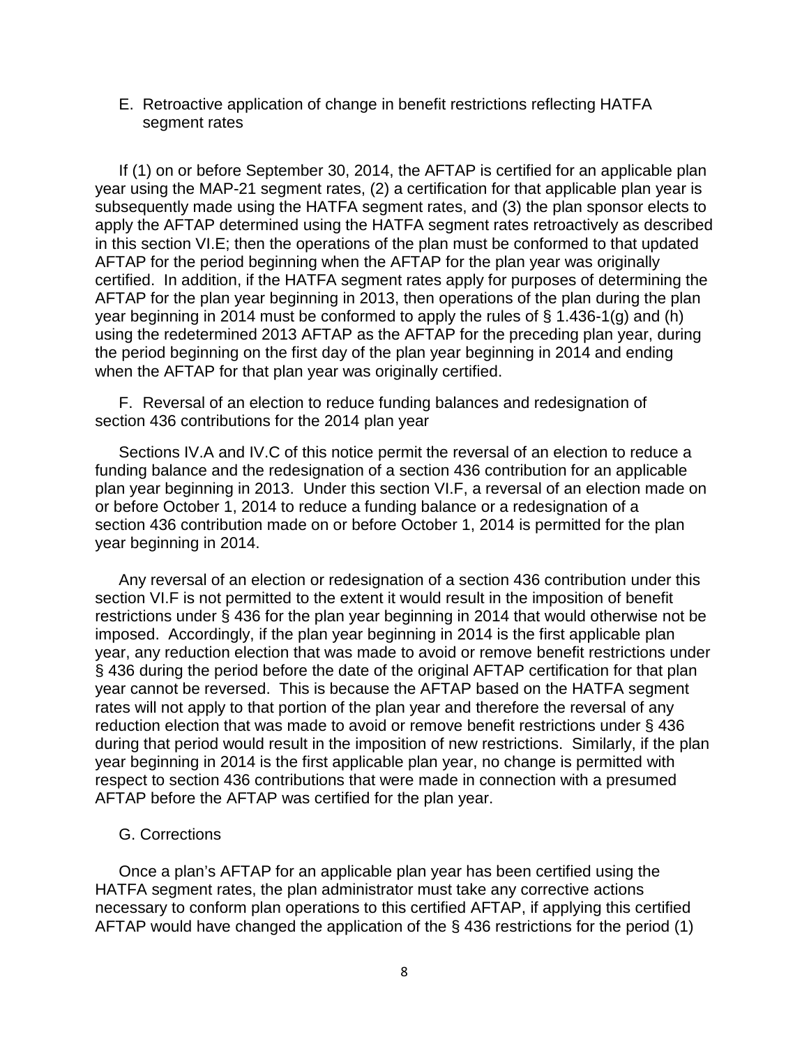### E. Retroactive application of change in benefit restrictions reflecting HATFA segment rates

If (1) on or before September 30, 2014, the AFTAP is certified for an applicable plan year using the MAP-21 segment rates, (2) a certification for that applicable plan year is subsequently made using the HATFA segment rates, and (3) the plan sponsor elects to apply the AFTAP determined using the HATFA segment rates retroactively as described in this section VI.E; then the operations of the plan must be conformed to that updated AFTAP for the period beginning when the AFTAP for the plan year was originally certified. In addition, if the HATFA segment rates apply for purposes of determining the AFTAP for the plan year beginning in 2013, then operations of the plan during the plan year beginning in 2014 must be conformed to apply the rules of § 1.436-1(g) and (h) using the redetermined 2013 AFTAP as the AFTAP for the preceding plan year, during the period beginning on the first day of the plan year beginning in 2014 and ending when the AFTAP for that plan year was originally certified.

### F. Reversal of an election to reduce funding balances and redesignation of section 436 contributions for the 2014 plan year

Sections IV.A and IV.C of this notice permit the reversal of an election to reduce a funding balance and the redesignation of a section 436 contribution for an applicable plan year beginning in 2013. Under this section VI.F, a reversal of an election made on or before October 1, 2014 to reduce a funding balance or a redesignation of a section 436 contribution made on or before October 1, 2014 is permitted for the plan year beginning in 2014.

Any reversal of an election or redesignation of a section 436 contribution under this section VI.F is not permitted to the extent it would result in the imposition of benefit restrictions under § 436 for the plan year beginning in 2014 that would otherwise not be imposed. Accordingly, if the plan year beginning in 2014 is the first applicable plan year, any reduction election that was made to avoid or remove benefit restrictions under § 436 during the period before the date of the original AFTAP certification for that plan year cannot be reversed. This is because the AFTAP based on the HATFA segment rates will not apply to that portion of the plan year and therefore the reversal of any reduction election that was made to avoid or remove benefit restrictions under § 436 during that period would result in the imposition of new restrictions. Similarly, if the plan year beginning in 2014 is the first applicable plan year, no change is permitted with respect to section 436 contributions that were made in connection with a presumed AFTAP before the AFTAP was certified for the plan year.

### G. Corrections

Once a plan's AFTAP for an applicable plan year has been certified using the HATFA segment rates, the plan administrator must take any corrective actions necessary to conform plan operations to this certified AFTAP, if applying this certified AFTAP would have changed the application of the § 436 restrictions for the period (1)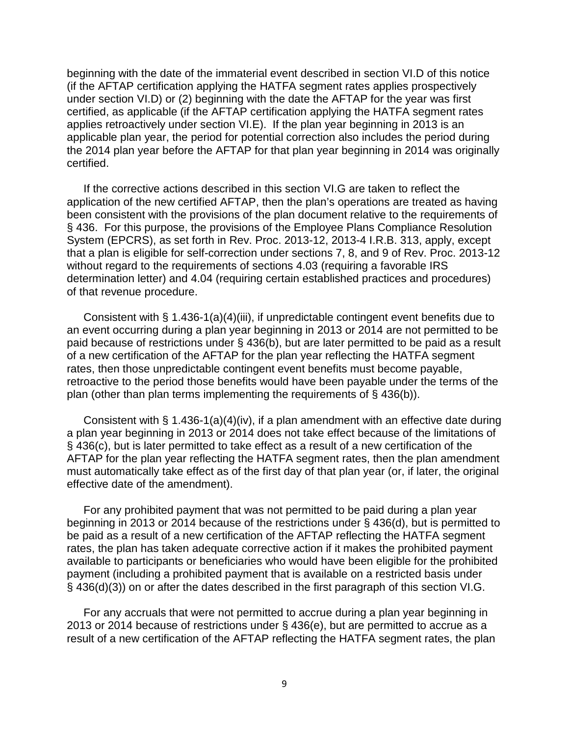beginning with the date of the immaterial event described in section VI.D of this notice (if the AFTAP certification applying the HATFA segment rates applies prospectively under section VI.D) or (2) beginning with the date the AFTAP for the year was first certified, as applicable (if the AFTAP certification applying the HATFA segment rates applies retroactively under section VI.E). If the plan year beginning in 2013 is an applicable plan year, the period for potential correction also includes the period during the 2014 plan year before the AFTAP for that plan year beginning in 2014 was originally certified.

If the corrective actions described in this section VI.G are taken to reflect the application of the new certified AFTAP, then the plan's operations are treated as having been consistent with the provisions of the plan document relative to the requirements of § 436. For this purpose, the provisions of the Employee Plans Compliance Resolution System (EPCRS), as set forth in Rev. Proc. 2013-12, 2013-4 I.R.B. 313, apply, except that a plan is eligible for self-correction under sections 7, 8, and 9 of Rev. Proc. 2013-12 without regard to the requirements of sections 4.03 (requiring a favorable IRS determination letter) and 4.04 (requiring certain established practices and procedures) of that revenue procedure.

Consistent with § 1.436-1(a)(4)(iii), if unpredictable contingent event benefits due to an event occurring during a plan year beginning in 2013 or 2014 are not permitted to be paid because of restrictions under § 436(b), but are later permitted to be paid as a result of a new certification of the AFTAP for the plan year reflecting the HATFA segment rates, then those unpredictable contingent event benefits must become payable, retroactive to the period those benefits would have been payable under the terms of the plan (other than plan terms implementing the requirements of § 436(b)).

Consistent with § 1.436-1(a)(4)(iv), if a plan amendment with an effective date during a plan year beginning in 2013 or 2014 does not take effect because of the limitations of § 436(c), but is later permitted to take effect as a result of a new certification of the AFTAP for the plan year reflecting the HATFA segment rates, then the plan amendment must automatically take effect as of the first day of that plan year (or, if later, the original effective date of the amendment).

For any prohibited payment that was not permitted to be paid during a plan year beginning in 2013 or 2014 because of the restrictions under § 436(d), but is permitted to be paid as a result of a new certification of the AFTAP reflecting the HATFA segment rates, the plan has taken adequate corrective action if it makes the prohibited payment available to participants or beneficiaries who would have been eligible for the prohibited payment (including a prohibited payment that is available on a restricted basis under § 436(d)(3)) on or after the dates described in the first paragraph of this section VI.G.

For any accruals that were not permitted to accrue during a plan year beginning in 2013 or 2014 because of restrictions under § 436(e), but are permitted to accrue as a result of a new certification of the AFTAP reflecting the HATFA segment rates, the plan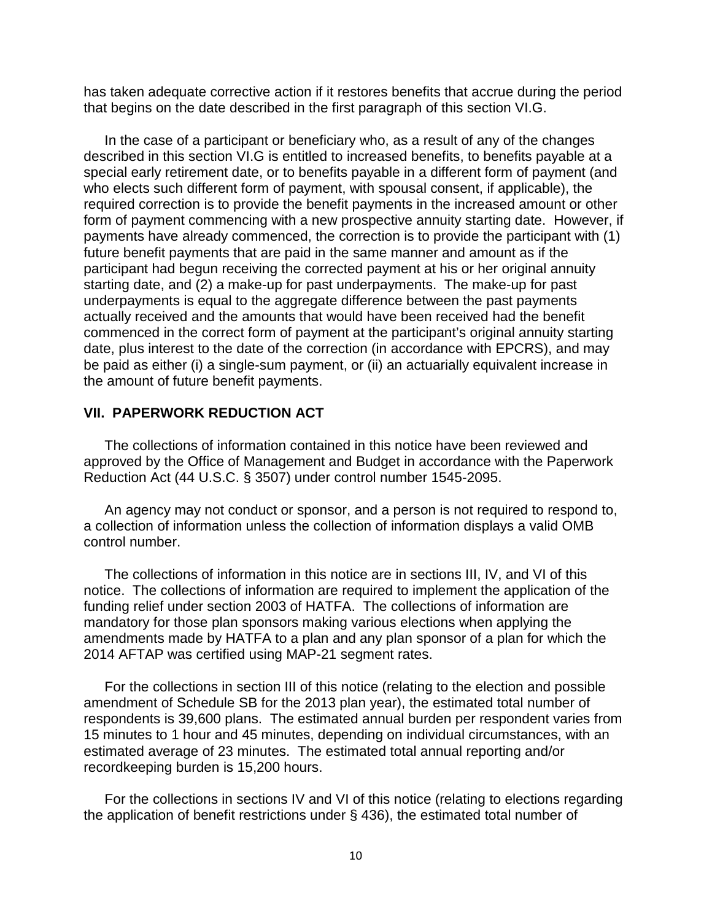has taken adequate corrective action if it restores benefits that accrue during the period that begins on the date described in the first paragraph of this section VI.G.

In the case of a participant or beneficiary who, as a result of any of the changes described in this section VI.G is entitled to increased benefits, to benefits payable at a special early retirement date, or to benefits payable in a different form of payment (and who elects such different form of payment, with spousal consent, if applicable), the required correction is to provide the benefit payments in the increased amount or other form of payment commencing with a new prospective annuity starting date. However, if payments have already commenced, the correction is to provide the participant with (1) future benefit payments that are paid in the same manner and amount as if the participant had begun receiving the corrected payment at his or her original annuity starting date, and (2) a make-up for past underpayments. The make-up for past underpayments is equal to the aggregate difference between the past payments actually received and the amounts that would have been received had the benefit commenced in the correct form of payment at the participant's original annuity starting date, plus interest to the date of the correction (in accordance with EPCRS), and may be paid as either (i) a single-sum payment, or (ii) an actuarially equivalent increase in the amount of future benefit payments.

## VII. PAPERWORK REDUCTION ACT

The collections of information contained in this notice have been reviewed and approved by the Office of Management and Budget in accordance with the Paperwork Reduction Act (44 U.S.C. § 3507) under control number 1545-2095.

An agency may not conduct or sponsor, and a person is not required to respond to, a collection of information unless the collection of information displays a valid OMB control number.

The collections of information in this notice are in sections III, IV, and VI of this notice. The collections of information are required to implement the application of the funding relief under section 2003 of HATFA. The collections of information are mandatory for those plan sponsors making various elections when applying the amendments made by HATFA to a plan and any plan sponsor of a plan for which the 2014 AFTAP was certified using MAP-21 segment rates.

For the collections in section III of this notice (relating to the election and possible amendment of Schedule SB for the 2013 plan year), the estimated total number of respondents is 39,600 plans. The estimated annual burden per respondent varies from 15 minutes to 1 hour and 45 minutes, depending on individual circumstances, with an estimated average of 23 minutes. The estimated total annual reporting and/or recordkeeping burden is 15,200 hours.

For the collections in sections IV and VI of this notice (relating to elections regarding the application of benefit restrictions under § 436), the estimated total number of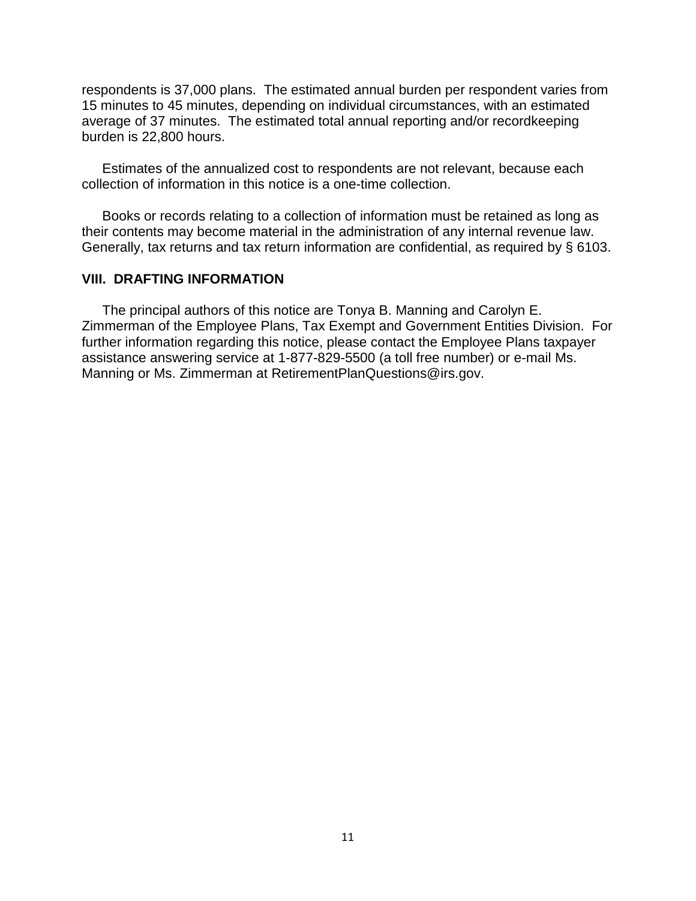respondents is 37,000 plans. The estimated annual burden per respondent varies from 15 minutes to 45 minutes, depending on individual circumstances, with an estimated average of 37 minutes. The estimated total annual reporting and/or recordkeeping burden is 22,800 hours.

Estimates of the annualized cost to respondents are not relevant, because each collection of information in this notice is a one-time collection.

Books or records relating to a collection of information must be retained as long as their contents may become material in the administration of any internal revenue law. Generally, tax returns and tax return information are confidential, as required by § 6103.

## VIII. DRAFTING INFORMATION

The principal authors of this notice are Tonya B. Manning and Carolyn E. Zimmerman of the Employee Plans, Tax Exempt and Government Entities Division. For further information regarding this notice, please contact the Employee Plans taxpayer assistance answering service at 1-877-829-5500 (a toll free number) or e-mail Ms. Manning or Ms. Zimmerman at RetirementPlanQuestions@irs.gov.